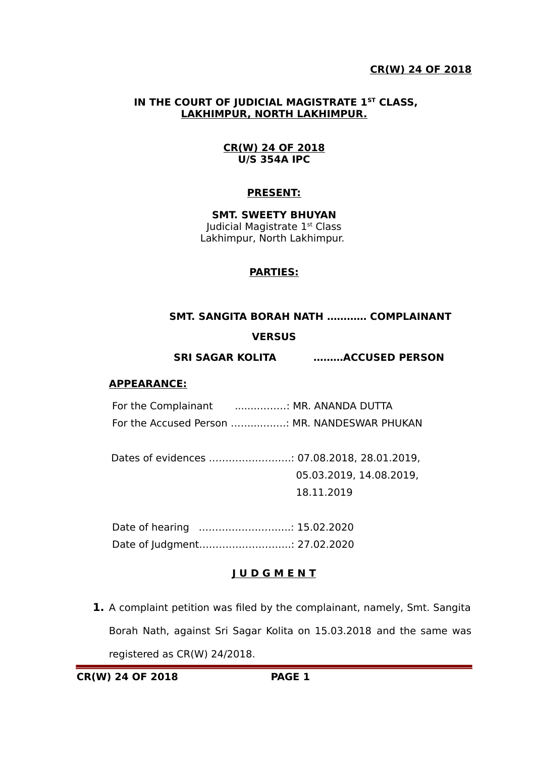**IN THE COURT OF JUDICIAL MAGISTRATE 1ST CLASS,**
**LAKHIMPUR, NORTH LAKHIMPUR.**

**CR(W) 24 OF 2018**
**U/S 354A IPC**

**PRESENT:**

**SMT. SWEETY BHUYAN**
Judicial Magistrate 1st Class
Lakhimpur, North Lakhimpur.

**PARTIES:**

**SMT. SANGITA BORAH NATH ………… COMPLAINANT**

**VERSUS**

**SRI SAGAR KOLITA ………ACCUSED PERSON**

**APPEARANCE:**

For the Complainant ……………..: MR. ANANDA DUTTA
For the Accused Person ……………..: MR. NANDESWAR PHUKAN

Dates of evidences ……………………..: 07.08.2018, 28.01.2019, 05.03.2019, 14.08.2019, 18.11.2019

Date of hearing ……………………….: 15.02.2020
Date of Judgment……………………….: 27.02.2020

**J U D G M E N T**

1. A complaint petition was filed by the complainant, namely, Smt. Sangita Borah Nath, against Sri Sagar Kolita on 15.03.2018 and the same was registered as CR(W) 24/2018.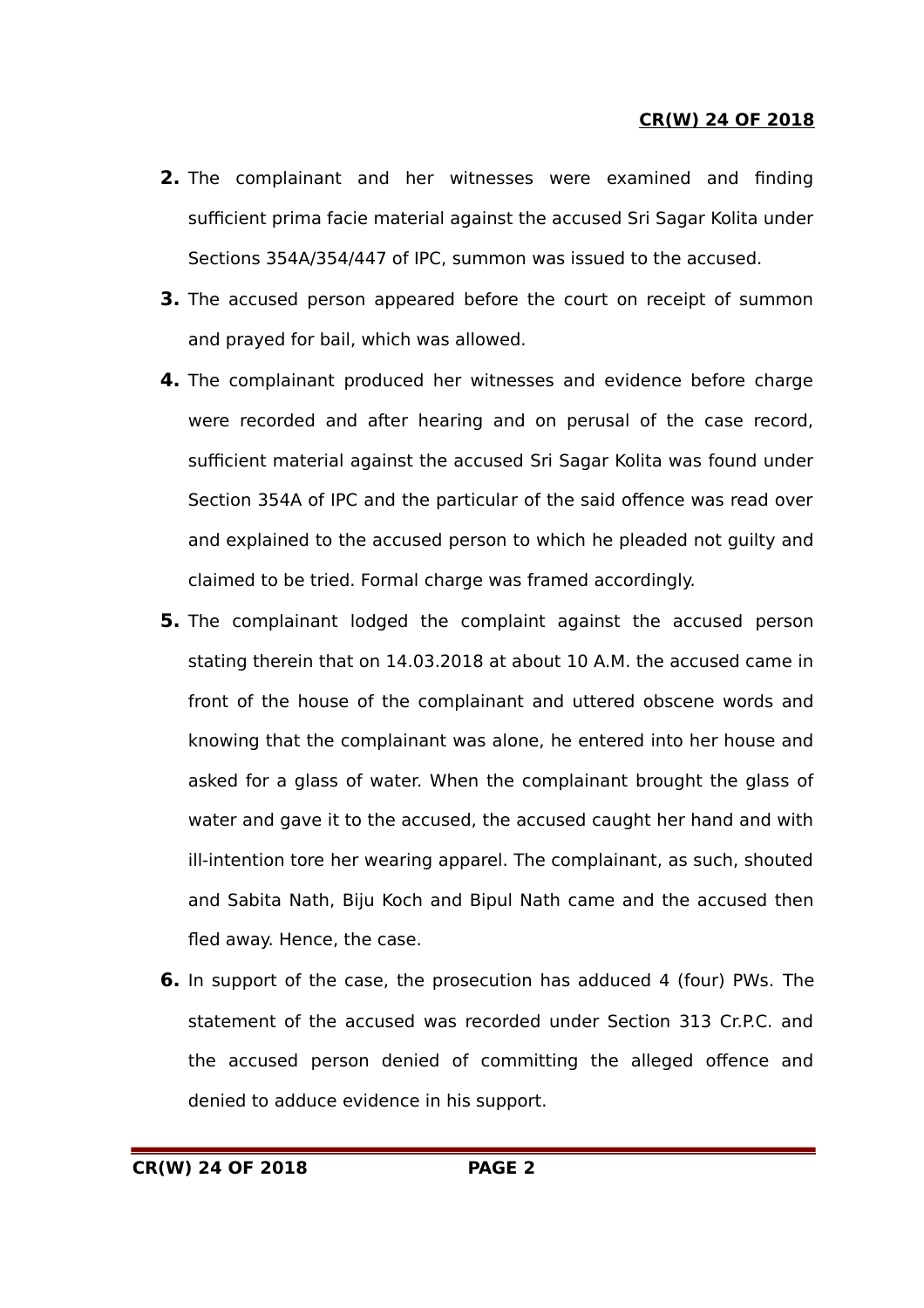**2.** The complainant and her witnesses were examined and finding sufficient prima facie material against the accused Sri Sagar Kolita under Sections 354A/354/447 of IPC, summon was issued to the accused.

**3.** The accused person appeared before the court on receipt of summon and prayed for bail, which was allowed.

**4.** The complainant produced her witnesses and evidence before charge were recorded and after hearing and on perusal of the case record, sufficient material against the accused Sri Sagar Kolita was found under Section 354A of IPC and the particular of the said offence was read over and explained to the accused person to which he pleaded not guilty and claimed to be tried. Formal charge was framed accordingly.

**5.** The complainant lodged the complaint against the accused person stating therein that on 14.03.2018 at about 10 A.M. the accused came in front of the house of the complainant and uttered obscene words and knowing that the complainant was alone, he entered into her house and asked for a glass of water. When the complainant brought the glass of water and gave it to the accused, the accused caught her hand and with ill-intention tore her wearing apparel. The complainant, as such, shouted and Sabita Nath, Biju Koch and Bipul Nath came and the accused then fled away. Hence, the case.

**6.** In support of the case, the prosecution has adduced 4 (four) PWs. The statement of the accused was recorded under Section 313 Cr.P.C. and the accused person denied of committing the alleged offence and denied to adduce evidence in his support.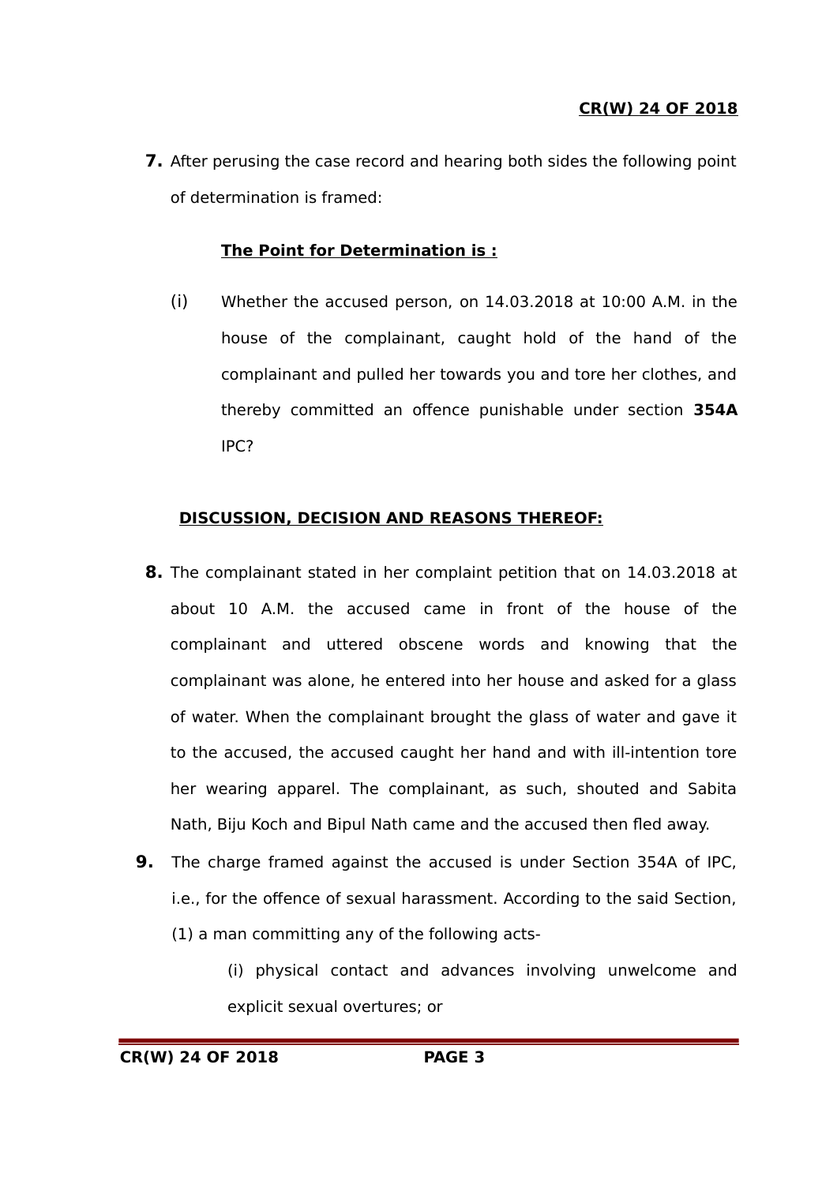7. After perusing the case record and hearing both sides the following point of determination is framed:

**The Point for Determination is :**

(i) Whether the accused person, on 14.03.2018 at 10:00 A.M. in the house of the complainant, caught hold of the hand of the complainant and pulled her towards you and tore her clothes, and thereby committed an offence punishable under section **354A** IPC?

**DISCUSSION, DECISION AND REASONS THEREOF:**

8. The complainant stated in her complaint petition that on 14.03.2018 at about 10 A.M. the accused came in front of the house of the complainant and uttered obscene words and knowing that the complainant was alone, he entered into her house and asked for a glass of water. When the complainant brought the glass of water and gave it to the accused, the accused caught her hand and with ill-intention tore her wearing apparel. The complainant, as such, shouted and Sabita Nath, Biju Koch and Bipul Nath came and the accused then fled away.

9. The charge framed against the accused is under Section 354A of IPC, i.e., for the offence of sexual harassment. According to the said Section, (1) a man committing any of the following acts-

(i) physical contact and advances involving unwelcome and explicit sexual overtures; or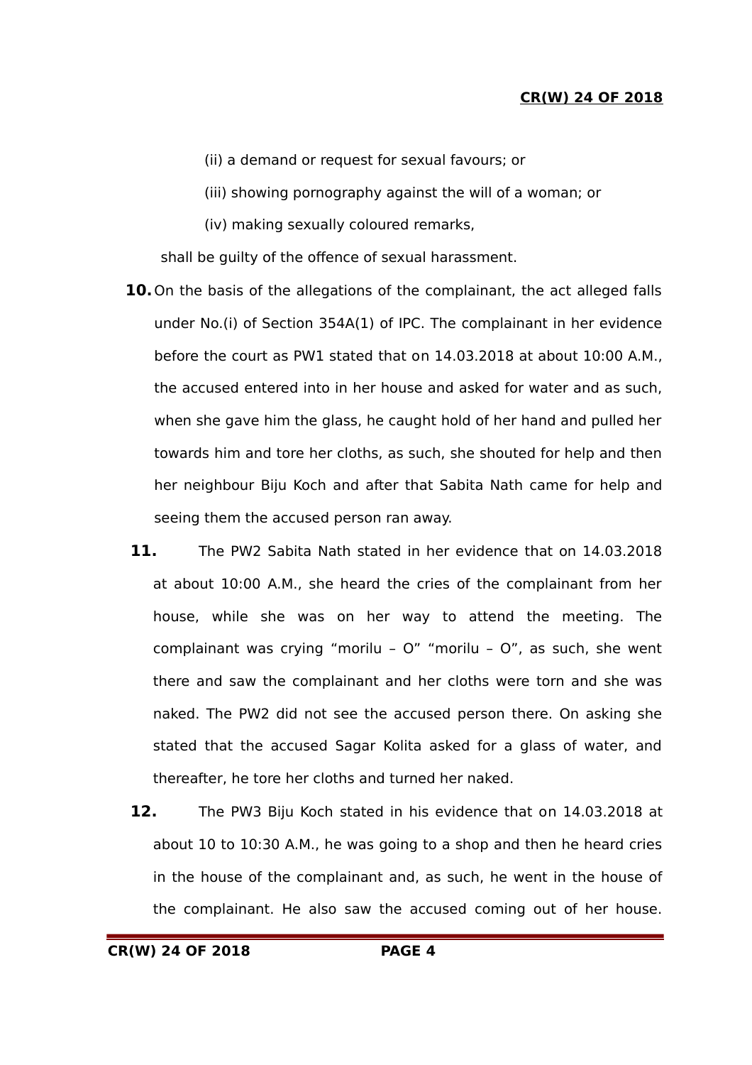(ii) a demand or request for sexual favours; or

(iii) showing pornography against the will of a woman; or

(iv) making sexually coloured remarks,

shall be guilty of the offence of sexual harassment.

**10.** On the basis of the allegations of the complainant, the act alleged falls under No.(i) of Section 354A(1) of IPC. The complainant in her evidence before the court as PW1 stated that on 14.03.2018 at about 10:00 A.M., the accused entered into in her house and asked for water and as such, when she gave him the glass, he caught hold of her hand and pulled her towards him and tore her cloths, as such, she shouted for help and then her neighbour Biju Koch and after that Sabita Nath came for help and seeing them the accused person ran away.

**11.** The PW2 Sabita Nath stated in her evidence that on 14.03.2018 at about 10:00 A.M., she heard the cries of the complainant from her house, while she was on her way to attend the meeting. The complainant was crying "morilu – O" "morilu – O", as such, she went there and saw the complainant and her cloths were torn and she was naked. The PW2 did not see the accused person there. On asking she stated that the accused Sagar Kolita asked for a glass of water, and thereafter, he tore her cloths and turned her naked.

**12.** The PW3 Biju Koch stated in his evidence that on 14.03.2018 at about 10 to 10:30 A.M., he was going to a shop and then he heard cries in the house of the complainant and, as such, he went in the house of the complainant. He also saw the accused coming out of her house.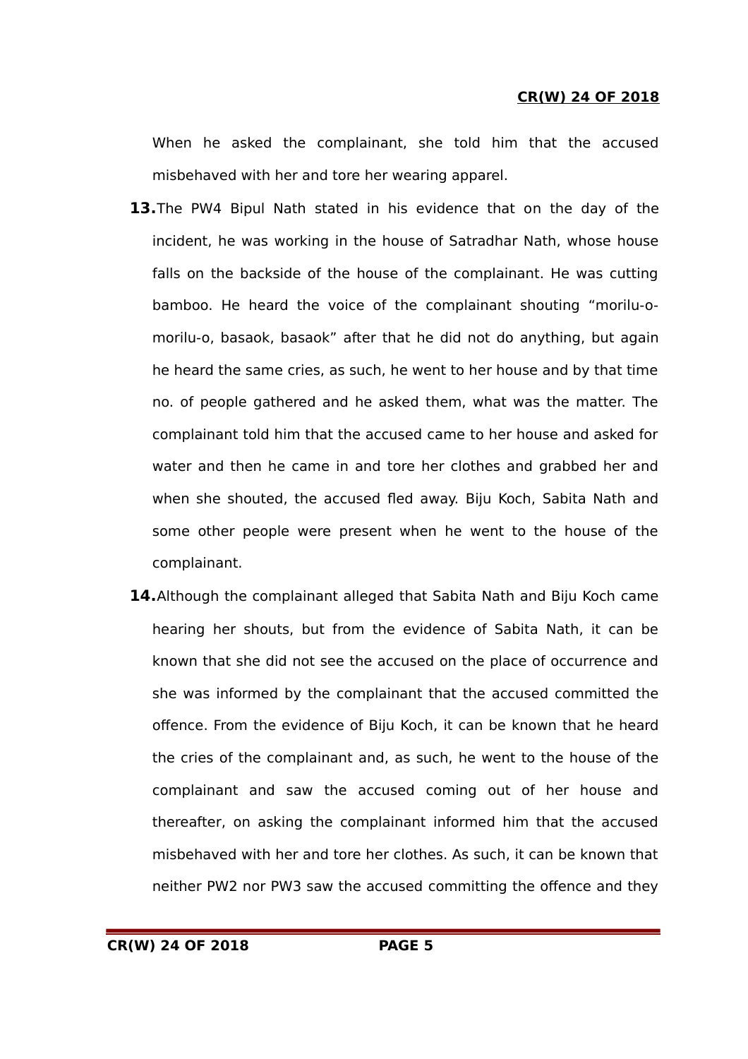When he asked the complainant, she told him that the accused misbehaved with her and tore her wearing apparel.

**13.** The PW4 Bipul Nath stated in his evidence that on the day of the incident, he was working in the house of Satradhar Nath, whose house falls on the backside of the house of the complainant. He was cutting bamboo. He heard the voice of the complainant shouting "morilu-o-morilu-o, basaok, basaok" after that he did not do anything, but again he heard the same cries, as such, he went to her house and by that time no. of people gathered and he asked them, what was the matter. The complainant told him that the accused came to her house and asked for water and then he came in and tore her clothes and grabbed her and when she shouted, the accused fled away. Biju Koch, Sabita Nath and some other people were present when he went to the house of the complainant.

**14.** Although the complainant alleged that Sabita Nath and Biju Koch came hearing her shouts, but from the evidence of Sabita Nath, it can be known that she did not see the accused on the place of occurrence and she was informed by the complainant that the accused committed the offence. From the evidence of Biju Koch, it can be known that he heard the cries of the complainant and, as such, he went to the house of the complainant and saw the accused coming out of her house and thereafter, on asking the complainant informed him that the accused misbehaved with her and tore her clothes. As such, it can be known that neither PW2 nor PW3 saw the accused committing the offence and they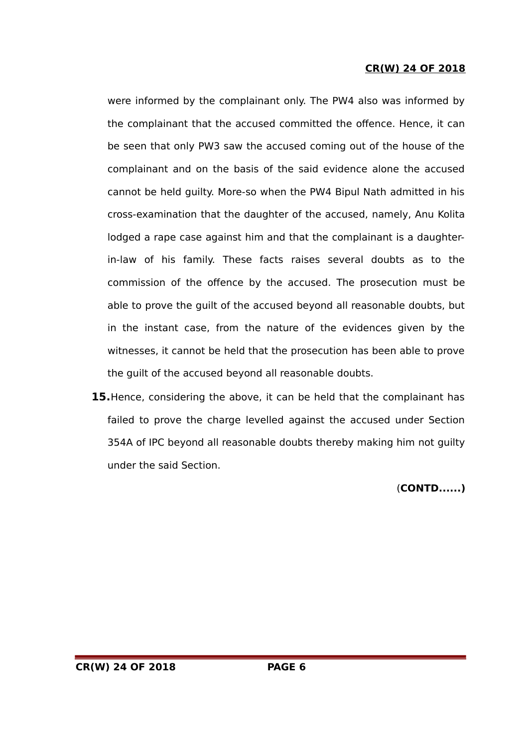were informed by the complainant only. The PW4 also was informed by the complainant that the accused committed the offence. Hence, it can be seen that only PW3 saw the accused coming out of the house of the complainant and on the basis of the said evidence alone the accused cannot be held guilty. More-so when the PW4 Bipul Nath admitted in his cross-examination that the daughter of the accused, namely, Anu Kolita lodged a rape case against him and that the complainant is a daughter-in-law of his family. These facts raises several doubts as to the commission of the offence by the accused. The prosecution must be able to prove the guilt of the accused beyond all reasonable doubts, but in the instant case, from the nature of the evidences given by the witnesses, it cannot be held that the prosecution has been able to prove the guilt of the accused beyond all reasonable doubts.

**15.** Hence, considering the above, it can be held that the complainant has failed to prove the charge levelled against the accused under Section 354A of IPC beyond all reasonable doubts thereby making him not guilty under the said Section.

(**CONTD......)**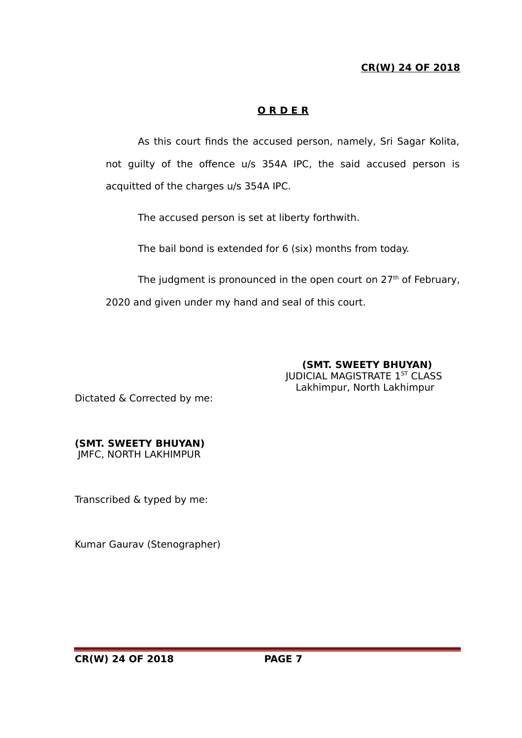## O R D E R

As this court finds the accused person, namely, Sri Sagar Kolita, not guilty of the offence u/s 354A IPC, the said accused person is acquitted of the charges u/s 354A IPC.

The accused person is set at liberty forthwith.

The bail bond is extended for 6 (six) months from today.

The judgment is pronounced in the open court on 27th of February, 2020 and given under my hand and seal of this court.

**(SMT. SWEETY BHUYAN)**
JUDICIAL MAGISTRATE 1ST CLASS
Lakhimpur, North Lakhimpur

Dictated & Corrected by me:

**(SMT. SWEETY BHUYAN)**
JMFC, NORTH LAKHIMPUR

Transcribed & typed by me:

Kumar Gaurav (Stenographer)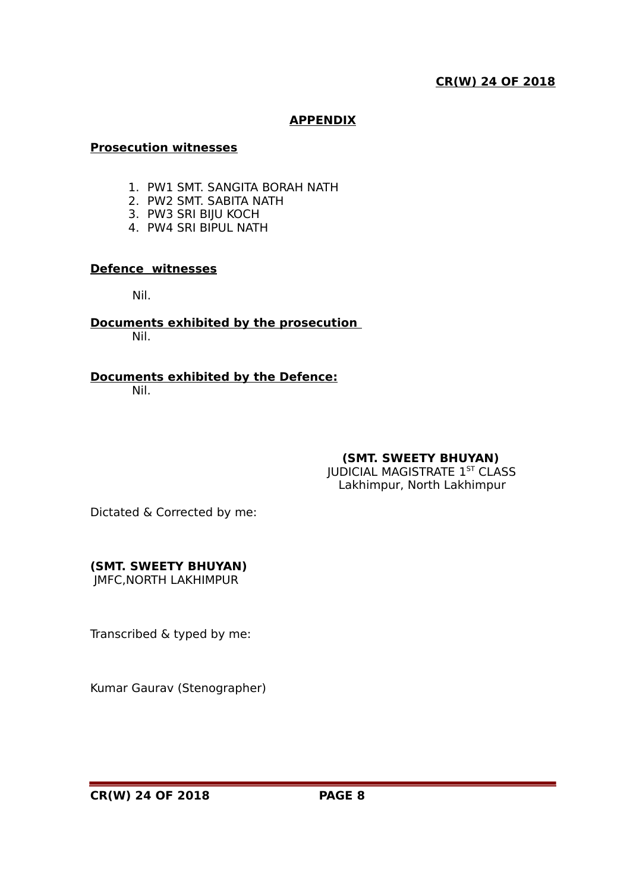## APPENDIX

**Prosecution witnesses**

1. PW1 SMT. SANGITA BORAH NATH
2. PW2 SMT. SABITA NATH
3. PW3 SRI BIJU KOCH
4. PW4 SRI BIPUL NATH

**Defence witnesses**

Nil.

**Documents exhibited by the prosecution**

Nil.

**Documents exhibited by the Defence:**

Nil.

**(SMT. SWEETY BHUYAN)**
JUDICIAL MAGISTRATE 1ST CLASS
Lakhimpur, North Lakhimpur

Dictated & Corrected by me:

**(SMT. SWEETY BHUYAN)**
JMFC,NORTH LAKHIMPUR

Transcribed & typed by me:

Kumar Gaurav (Stenographer)